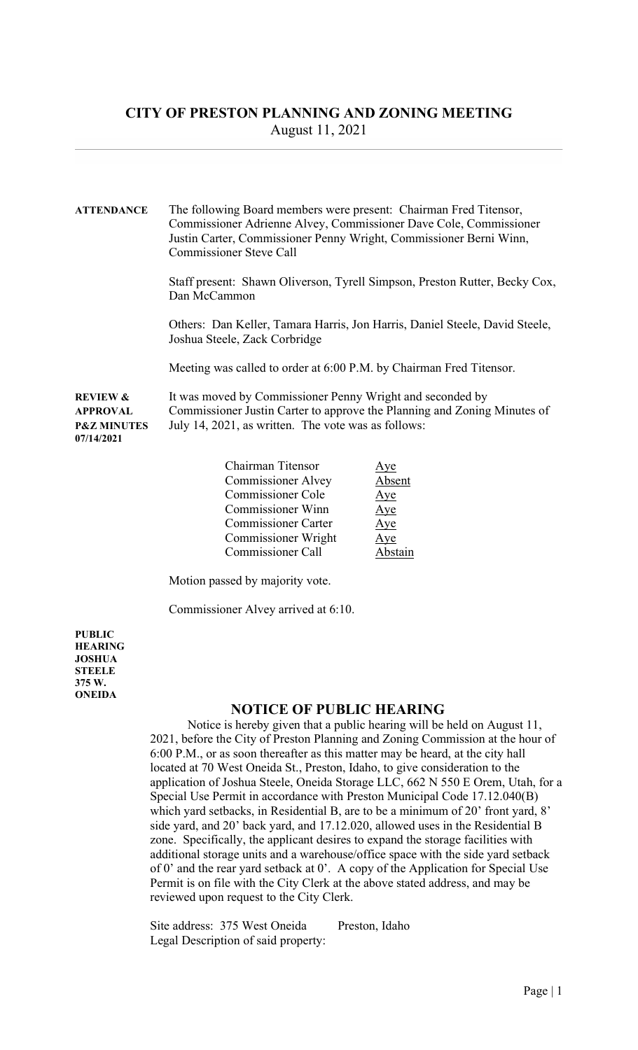# CITY OF PRESTON PLANNING AND ZONING MEETING

August 11, 2021

**ATTENDANCE**

The following Board members were present: Chairman Fred Titensor, Commissioner Adrienne Alvey, Commissioner Dave Cole, Commissioner Justin Carter, Commissioner Penny Wright, Commissioner Berni Winn, Commissioner Steve Call

Staff present: Shawn Oliverson, Tyrell Simpson, Preston Rutter, Becky Cox, Dan McCammon

Others: Dan Keller, Tamara Harris, Jon Harris, Daniel Steele, David Steele, Joshua Steele, Zack Corbridge

Meeting was called to order at 6:00 P.M. by Chairman Fred Titensor.

**REVIEW & APPROVAL P&Z MINUTES 07/14/2021**

It was moved by Commissioner Penny Wright and seconded by Commissioner Justin Carter to approve the Planning and Zoning Minutes of July 14, 2021, as written. The vote was as follows:

| | |
|---|---|
| Chairman Titensor | Aye |
| Commissioner Alvey | Absent |
| Commissioner Cole | Aye |
| Commissioner Winn | Aye |
| Commissioner Carter | Aye |
| Commissioner Wright | Aye |
| Commissioner Call | Abstain |

Motion passed by majority vote.

Commissioner Alvey arrived at 6:10.

**PUBLIC HEARING JOSHUA STEELE 375 W. ONEIDA**

## NOTICE OF PUBLIC HEARING

Notice is hereby given that a public hearing will be held on August 11, 2021, before the City of Preston Planning and Zoning Commission at the hour of 6:00 P.M., or as soon thereafter as this matter may be heard, at the city hall located at 70 West Oneida St., Preston, Idaho, to give consideration to the application of Joshua Steele, Oneida Storage LLC, 662 N 550 E Orem, Utah, for a Special Use Permit in accordance with Preston Municipal Code 17.12.040(B) which yard setbacks, in Residential B, are to be a minimum of 20' front yard, 8' side yard, and 20' back yard, and 17.12.020, allowed uses in the Residential B zone. Specifically, the applicant desires to expand the storage facilities with additional storage units and a warehouse/office space with the side yard setback of 0' and the rear yard setback at 0'. A copy of the Application for Special Use Permit is on file with the City Clerk at the above stated address, and may be reviewed upon request to the City Clerk.

Site address: 375 West Oneida Preston, Idaho

Legal Description of said property: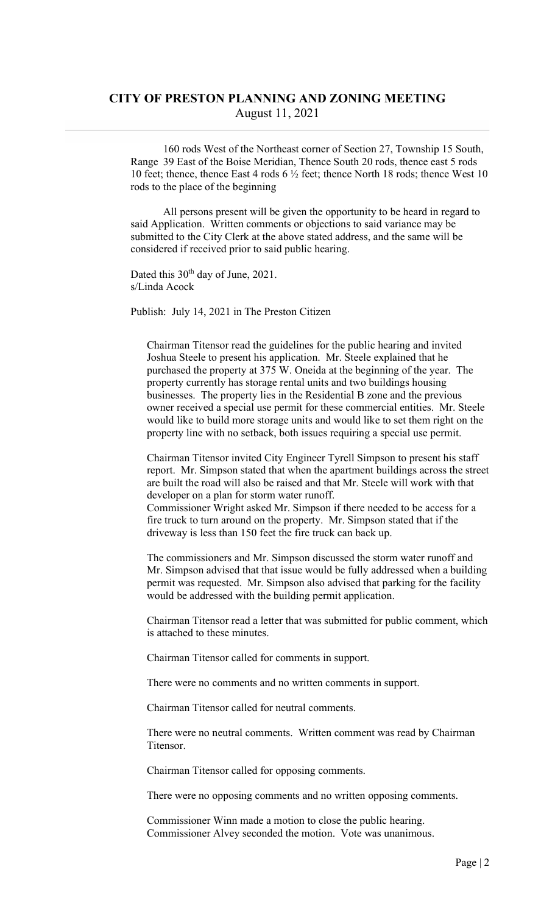# CITY OF PRESTON PLANNING AND ZONING MEETING

August 11, 2021

160 rods West of the Northeast corner of Section 27, Township 15 South, Range 39 East of the Boise Meridian, Thence South 20 rods, thence east 5 rods 10 feet; thence, thence East 4 rods 6 ½ feet; thence North 18 rods; thence West 10 rods to the place of the beginning

All persons present will be given the opportunity to be heard in regard to said Application. Written comments or objections to said variance may be submitted to the City Clerk at the above stated address, and the same will be considered if received prior to said public hearing.

Dated this 30th day of June, 2021.
s/Linda Acock

Publish: July 14, 2021 in The Preston Citizen

Chairman Titensor read the guidelines for the public hearing and invited Joshua Steele to present his application. Mr. Steele explained that he purchased the property at 375 W. Oneida at the beginning of the year. The property currently has storage rental units and two buildings housing businesses. The property lies in the Residential B zone and the previous owner received a special use permit for these commercial entities. Mr. Steele would like to build more storage units and would like to set them right on the property line with no setback, both issues requiring a special use permit.

Chairman Titensor invited City Engineer Tyrell Simpson to present his staff report. Mr. Simpson stated that when the apartment buildings across the street are built the road will also be raised and that Mr. Steele will work with that developer on a plan for storm water runoff.
Commissioner Wright asked Mr. Simpson if there needed to be access for a fire truck to turn around on the property. Mr. Simpson stated that if the driveway is less than 150 feet the fire truck can back up.

The commissioners and Mr. Simpson discussed the storm water runoff and Mr. Simpson advised that that issue would be fully addressed when a building permit was requested. Mr. Simpson also advised that parking for the facility would be addressed with the building permit application.

Chairman Titensor read a letter that was submitted for public comment, which is attached to these minutes.

Chairman Titensor called for comments in support.

There were no comments and no written comments in support.

Chairman Titensor called for neutral comments.

There were no neutral comments. Written comment was read by Chairman Titensor.

Chairman Titensor called for opposing comments.

There were no opposing comments and no written opposing comments.

Commissioner Winn made a motion to close the public hearing. Commissioner Alvey seconded the motion. Vote was unanimous.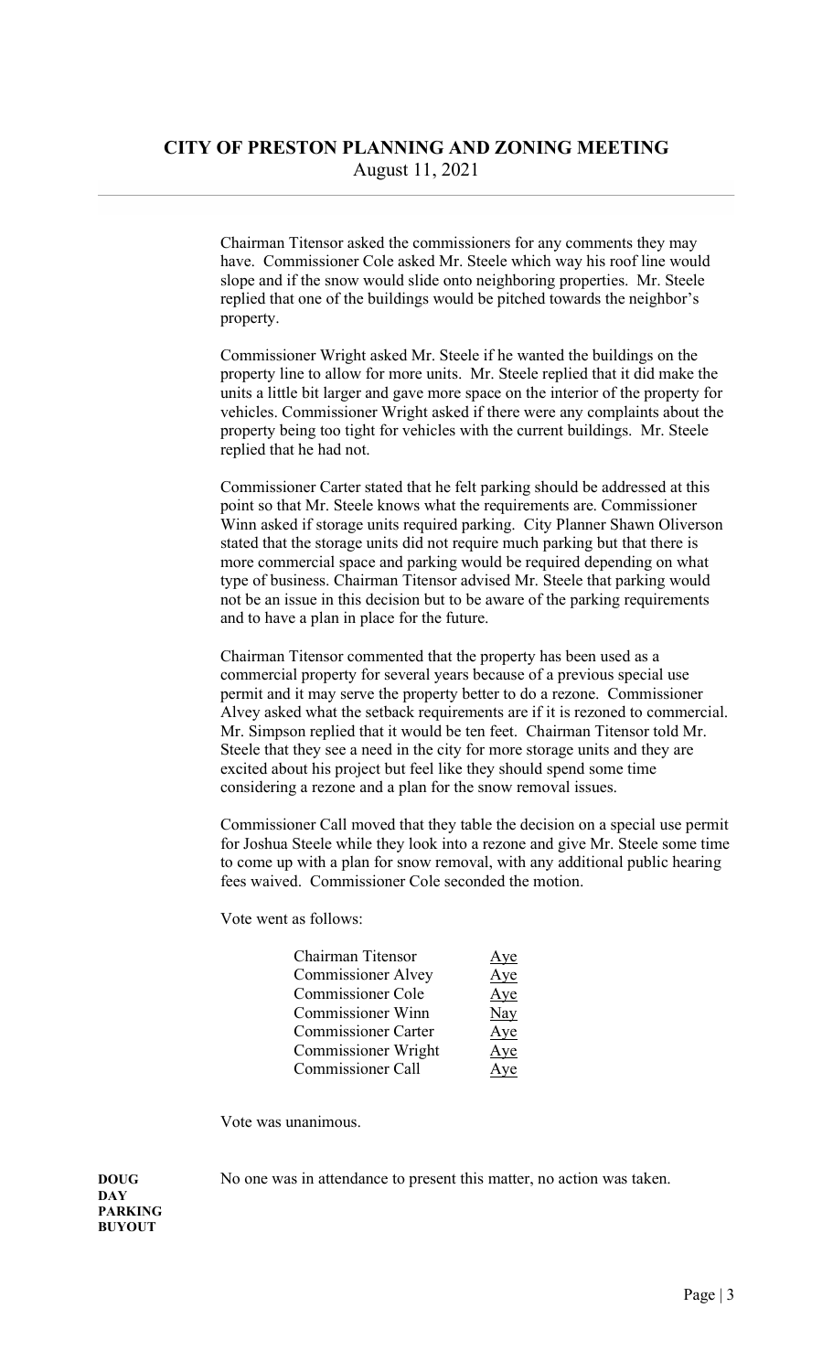Chairman Titensor asked the commissioners for any comments they may have. Commissioner Cole asked Mr. Steele which way his roof line would slope and if the snow would slide onto neighboring properties. Mr. Steele replied that one of the buildings would be pitched towards the neighbor's property.

Commissioner Wright asked Mr. Steele if he wanted the buildings on the property line to allow for more units. Mr. Steele replied that it did make the units a little bit larger and gave more space on the interior of the property for vehicles. Commissioner Wright asked if there were any complaints about the property being too tight for vehicles with the current buildings. Mr. Steele replied that he had not.

Commissioner Carter stated that he felt parking should be addressed at this point so that Mr. Steele knows what the requirements are. Commissioner Winn asked if storage units required parking. City Planner Shawn Oliverson stated that the storage units did not require much parking but that there is more commercial space and parking would be required depending on what type of business. Chairman Titensor advised Mr. Steele that parking would not be an issue in this decision but to be aware of the parking requirements and to have a plan in place for the future.

Chairman Titensor commented that the property has been used as a commercial property for several years because of a previous special use permit and it may serve the property better to do a rezone. Commissioner Alvey asked what the setback requirements are if it is rezoned to commercial. Mr. Simpson replied that it would be ten feet. Chairman Titensor told Mr. Steele that they see a need in the city for more storage units and they are excited about his project but feel like they should spend some time considering a rezone and a plan for the snow removal issues.

Commissioner Call moved that they table the decision on a special use permit for Joshua Steele while they look into a rezone and give Mr. Steele some time to come up with a plan for snow removal, with any additional public hearing fees waived. Commissioner Cole seconded the motion.

Vote went as follows:

| | |
|---|---|
| Chairman Titensor | Aye |
| Commissioner Alvey | Aye |
| Commissioner Cole | Aye |
| Commissioner Winn | Nay |
| Commissioner Carter | Aye |
| Commissioner Wright | Aye |
| Commissioner Call | Aye |

Vote was unanimous.

**DOUG DAY PARKING BUYOUT**

No one was in attendance to present this matter, no action was taken.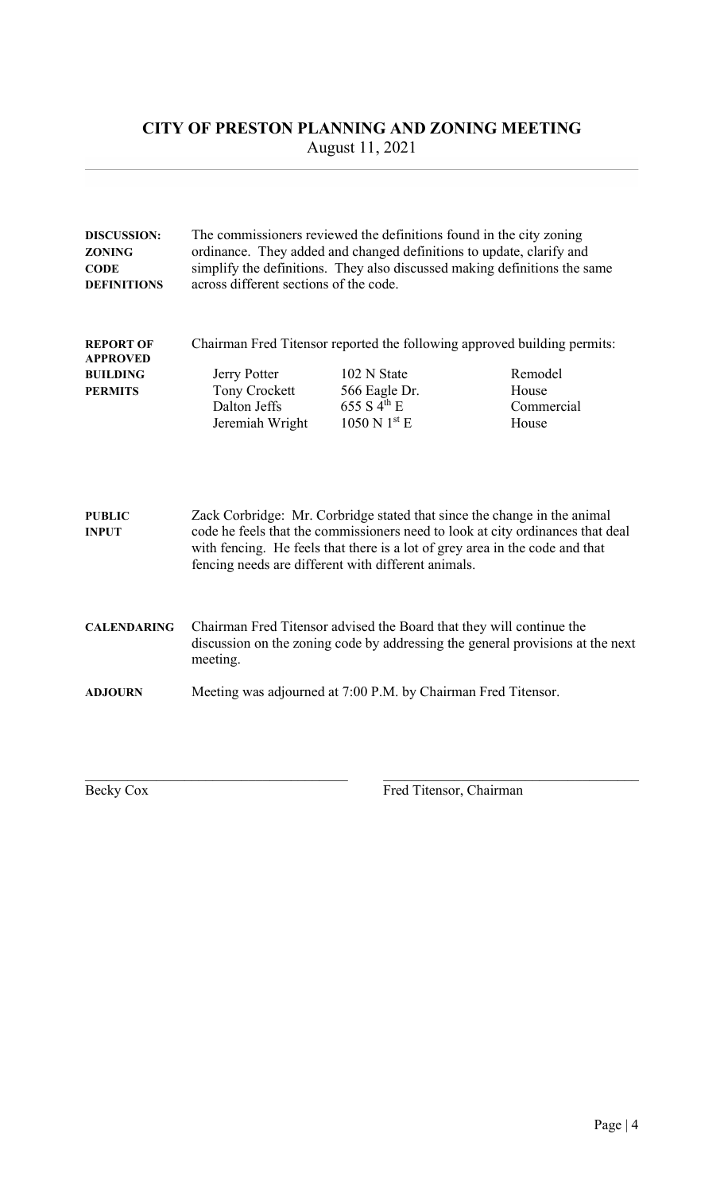# CITY OF PRESTON PLANNING AND ZONING MEETING

August 11, 2021

**DISCUSSION: ZONING CODE DEFINITIONS**

The commissioners reviewed the definitions found in the city zoning ordinance. They added and changed definitions to update, clarify and simplify the definitions. They also discussed making definitions the same across different sections of the code.

**REPORT OF APPROVED BUILDING PERMITS**

Chairman Fred Titensor reported the following approved building permits:

| | | |
|---|---|---|
| Jerry Potter | 102 N State | Remodel |
| Tony Crockett | 566 Eagle Dr. | House |
| Dalton Jeffs | 655 S 4th E | Commercial |
| Jeremiah Wright | 1050 N 1st E | House |

**PUBLIC INPUT**

Zack Corbridge: Mr. Corbridge stated that since the change in the animal code he feels that the commissioners need to look at city ordinances that deal with fencing. He feels that there is a lot of grey area in the code and that fencing needs are different with different animals.

**CALENDARING**

Chairman Fred Titensor advised the Board that they will continue the discussion on the zoning code by addressing the general provisions at the next meeting.

**ADJOURN**

Meeting was adjourned at 7:00 P.M. by Chairman Fred Titensor.

Becky Cox

Fred Titensor, Chairman